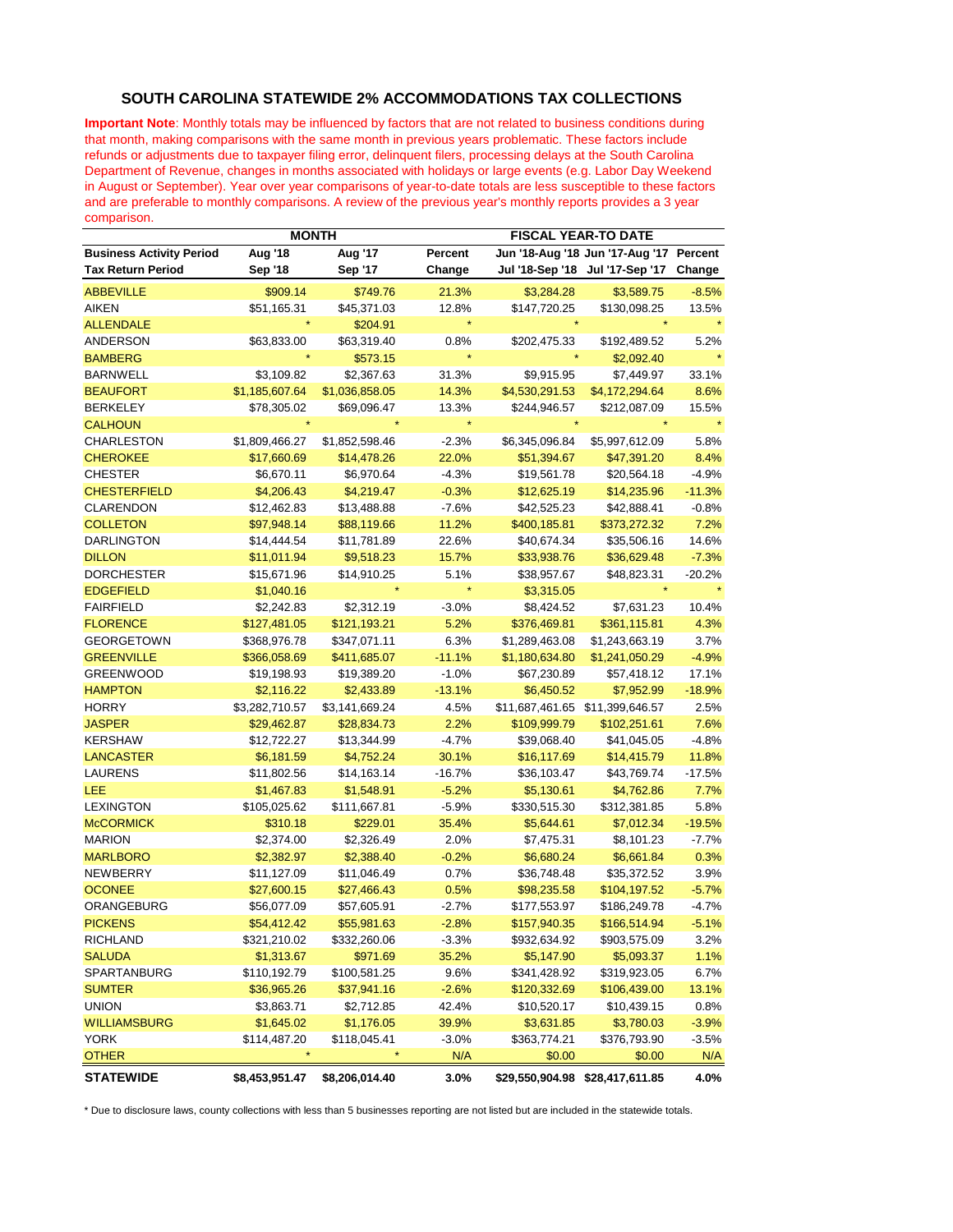## SOUTH CAROLINA STATEWIDE 2% ACCOMMODATIONS TAX COLLECTIONS

**Important Note**: Monthly totals may be influenced by factors that are not related to business conditions during that month, making comparisons with the same month in previous years problematic. These factors include refunds or adjustments due to taxpayer filing error, delinquent filers, processing delays at the South Carolina Department of Revenue, changes in months associated with holidays or large events (e.g. Labor Day Weekend in August or September). Year over year comparisons of year-to-date totals are less susceptible to these factors and are preferable to monthly comparisons. A review of the previous year's monthly reports provides a 3 year comparison.

| | MONTH | | | FISCAL YEAR-TO DATE | | |
|---|---|---|---|---|---|---|
| **Business Activity Period** | **Aug '18** | **Aug '17** | **Percent** | **Jun '18-Aug '18** | **Jun '17-Aug '17** | **Percent** |
| **Tax Return Period** | **Sep '18** | **Sep '17** | **Change** | **Jul '18-Sep '18** | **Jul '17-Sep '17** | **Change** |
| ABBEVILLE | $909.14 | $749.76 | 21.3% | $3,284.28 | $3,589.75 | -8.5% |
| AIKEN | $51,165.31 | $45,371.03 | 12.8% | $147,720.25 | $130,098.25 | 13.5% |
| ALLENDALE | * | $204.91 | * | * | * | * |
| ANDERSON | $63,833.00 | $63,319.40 | 0.8% | $202,475.33 | $192,489.52 | 5.2% |
| BAMBERG | * | $573.15 | * | * | $2,092.40 | * |
| BARNWELL | $3,109.82 | $2,367.63 | 31.3% | $9,915.95 | $7,449.97 | 33.1% |
| BEAUFORT | $1,185,607.64 | $1,036,858.05 | 14.3% | $4,530,291.53 | $4,172,294.64 | 8.6% |
| BERKELEY | $78,305.02 | $69,096.47 | 13.3% | $244,946.57 | $212,087.09 | 15.5% |
| CALHOUN | * | * | * | * | * | * |
| CHARLESTON | $1,809,466.27 | $1,852,598.46 | -2.3% | $6,345,096.84 | $5,997,612.09 | 5.8% |
| CHEROKEE | $17,660.69 | $14,478.26 | 22.0% | $51,394.67 | $47,391.20 | 8.4% |
| CHESTER | $6,670.11 | $6,970.64 | -4.3% | $19,561.78 | $20,564.18 | -4.9% |
| CHESTERFIELD | $4,206.43 | $4,219.47 | -0.3% | $12,625.19 | $14,235.96 | -11.3% |
| CLARENDON | $12,462.83 | $13,488.88 | -7.6% | $42,525.23 | $42,888.41 | -0.8% |
| COLLETON | $97,948.14 | $88,119.66 | 11.2% | $400,185.81 | $373,272.32 | 7.2% |
| DARLINGTON | $14,444.54 | $11,781.89 | 22.6% | $40,674.34 | $35,506.16 | 14.6% |
| DILLON | $11,011.94 | $9,518.23 | 15.7% | $33,938.76 | $36,629.48 | -7.3% |
| DORCHESTER | $15,671.96 | $14,910.25 | 5.1% | $38,957.67 | $48,823.31 | -20.2% |
| EDGEFIELD | $1,040.16 | * | * | $3,315.05 | * | * |
| FAIRFIELD | $2,242.83 | $2,312.19 | -3.0% | $8,424.52 | $7,631.23 | 10.4% |
| FLORENCE | $127,481.05 | $121,193.21 | 5.2% | $376,469.81 | $361,115.81 | 4.3% |
| GEORGETOWN | $368,976.78 | $347,071.11 | 6.3% | $1,289,463.08 | $1,243,663.19 | 3.7% |
| GREENVILLE | $366,058.69 | $411,685.07 | -11.1% | $1,180,634.80 | $1,241,050.29 | -4.9% |
| GREENWOOD | $19,198.93 | $19,389.20 | -1.0% | $67,230.89 | $57,418.12 | 17.1% |
| HAMPTON | $2,116.22 | $2,433.89 | -13.1% | $6,450.52 | $7,952.99 | -18.9% |
| HORRY | $3,282,710.57 | $3,141,669.24 | 4.5% | $11,687,461.65 | $11,399,646.57 | 2.5% |
| JASPER | $29,462.87 | $28,834.73 | 2.2% | $109,999.79 | $102,251.61 | 7.6% |
| KERSHAW | $12,722.27 | $13,344.99 | -4.7% | $39,068.40 | $41,045.05 | -4.8% |
| LANCASTER | $6,181.59 | $4,752.24 | 30.1% | $16,117.69 | $14,415.79 | 11.8% |
| LAURENS | $11,802.56 | $14,163.14 | -16.7% | $36,103.47 | $43,769.74 | -17.5% |
| LEE | $1,467.83 | $1,548.91 | -5.2% | $5,130.61 | $4,762.86 | 7.7% |
| LEXINGTON | $105,025.62 | $111,667.81 | -5.9% | $330,515.30 | $312,381.85 | 5.8% |
| McCORMICK | $310.18 | $229.01 | 35.4% | $5,644.61 | $7,012.34 | -19.5% |
| MARION | $2,374.00 | $2,326.49 | 2.0% | $7,475.31 | $8,101.23 | -7.7% |
| MARLBORO | $2,382.97 | $2,388.40 | -0.2% | $6,680.24 | $6,661.84 | 0.3% |
| NEWBERRY | $11,127.09 | $11,046.49 | 0.7% | $36,748.48 | $35,372.52 | 3.9% |
| OCONEE | $27,600.15 | $27,466.43 | 0.5% | $98,235.58 | $104,197.52 | -5.7% |
| ORANGEBURG | $56,077.09 | $57,605.91 | -2.7% | $177,553.97 | $186,249.78 | -4.7% |
| PICKENS | $54,412.42 | $55,981.63 | -2.8% | $157,940.35 | $166,514.94 | -5.1% |
| RICHLAND | $321,210.02 | $332,260.06 | -3.3% | $932,634.92 | $903,575.09 | 3.2% |
| SALUDA | $1,313.67 | $971.69 | 35.2% | $5,147.90 | $5,093.37 | 1.1% |
| SPARTANBURG | $110,192.79 | $100,581.25 | 9.6% | $341,428.92 | $319,923.05 | 6.7% |
| SUMTER | $36,965.26 | $37,941.16 | -2.6% | $120,332.69 | $106,439.00 | 13.1% |
| UNION | $3,863.71 | $2,712.85 | 42.4% | $10,520.17 | $10,439.15 | 0.8% |
| WILLIAMSBURG | $1,645.02 | $1,176.05 | 39.9% | $3,631.85 | $3,780.03 | -3.9% |
| YORK | $114,487.20 | $118,045.41 | -3.0% | $363,774.21 | $376,793.90 | -3.5% |
| OTHER | * | * | N/A | $0.00 | $0.00 | N/A |
| **STATEWIDE** | **$8,453,951.47** | **$8,206,014.40** | **3.0%** | **$29,550,904.98** | **$28,417,611.85** | **4.0%** |

* Due to disclosure laws, county collections with less than 5 businesses reporting are not listed but are included in the statewide totals.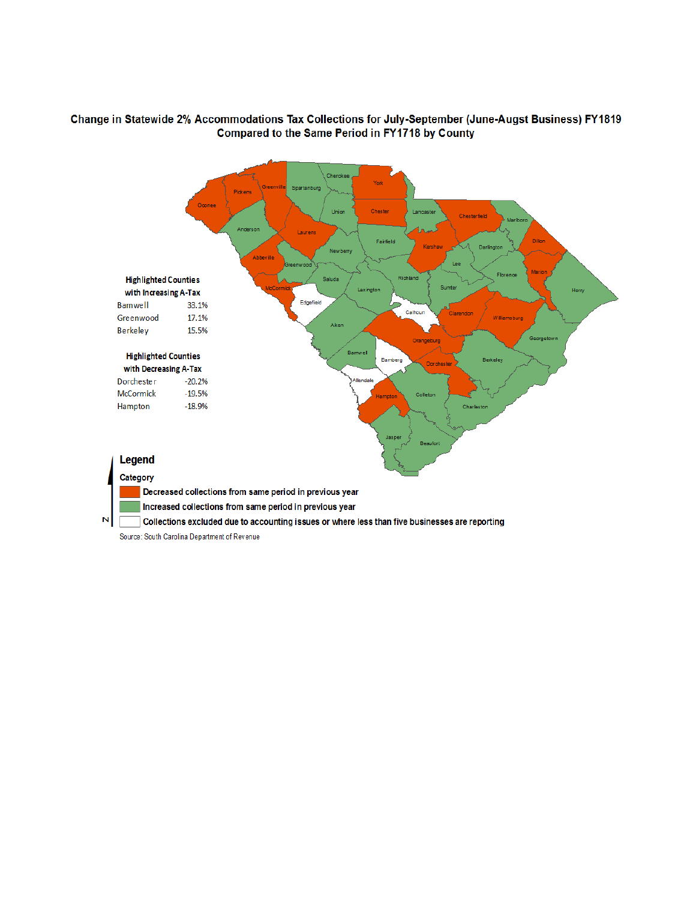**Change in Statewide 2% Accommodations Tax Collections for July-September (June-Augst Business) FY1819 Compared to the Same Period in FY1718 by County**

Oconee
Pickens
Greenville
Spartanburg
Cherokee
York
Union
Chester
Lancaster
Chesterfield
Marlboro
Anderson
Laurens
Fairfield
Kershaw
Darlington
Dillon
Abbeville
Greenwood
Newberry
Lee
Marion
Florence
McCormick
Saluda
Richland
Sumter
Horry
Edgefield
Lexington
Calhoun
Clarendon
Williamsburg
Aiken
Orangeburg
Georgetown
Barnwell
Bamberg
Dorchester
Berkeley
Allendale
Hampton
Colleton
Charleston
Jasper
Beaufort

**Highlighted Counties with Increasing A-Tax**

| | |
|---|---|
| Barnwell | 33.1% |
| Greenwood | 17.1% |
| Berkeley | 15.5% |

**Highlighted Counties with Decreasing A-Tax**

| | |
|---|---|
| Dorchester | -20.2% |
| McCormick | -19.5% |
| Hampton | -18.9% |

**Legend**

**Category**

Decreased collections from same period in previous year

Increased collections from same period in previous year

Collections excluded due to accounting issues or where less than five businesses are reporting

N

Source: South Carolina Department of Revenue